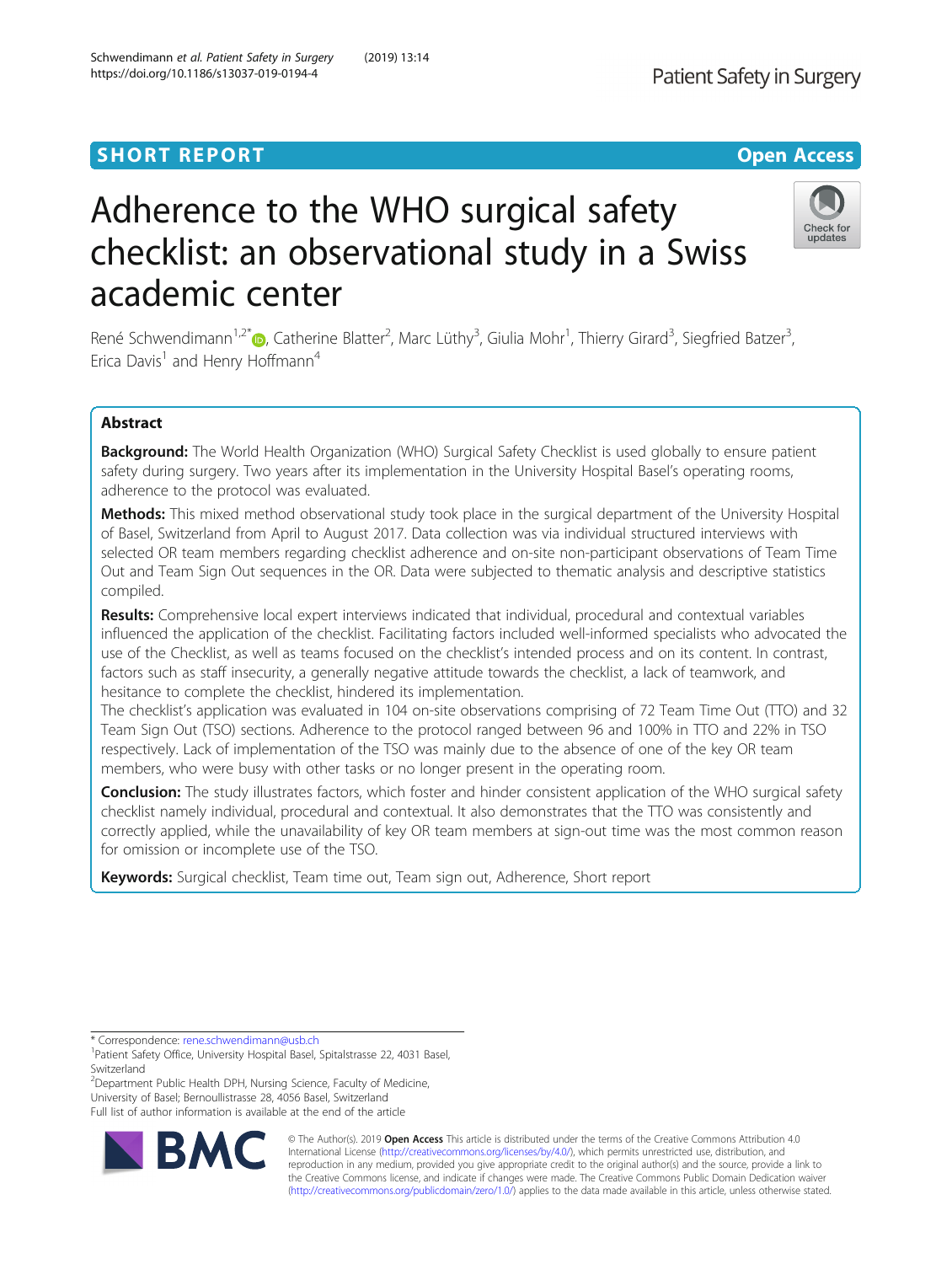SHORT REPORT

Open Access

# Adherence to the WHO surgical safety checklist: an observational study in a Swiss academic center

René Schwendimann[1,2*], Catherine Blatter[2], Marc Lüthy[3], Giulia Mohr[1], Thierry Girard[3], Siegfried Batzer[3], Erica Davis[1] and Henry Hoffmann[4]

## Abstract

**Background:** The World Health Organization (WHO) Surgical Safety Checklist is used globally to ensure patient safety during surgery. Two years after its implementation in the University Hospital Basel's operating rooms, adherence to the protocol was evaluated.

**Methods:** This mixed method observational study took place in the surgical department of the University Hospital of Basel, Switzerland from April to August 2017. Data collection was via individual structured interviews with selected OR team members regarding checklist adherence and on-site non-participant observations of Team Time Out and Team Sign Out sequences in the OR. Data were subjected to thematic analysis and descriptive statistics compiled.

**Results:** Comprehensive local expert interviews indicated that individual, procedural and contextual variables influenced the application of the checklist. Facilitating factors included well-informed specialists who advocated the use of the Checklist, as well as teams focused on the checklist's intended process and on its content. In contrast, factors such as staff insecurity, a generally negative attitude towards the checklist, a lack of teamwork, and hesitance to complete the checklist, hindered its implementation.

The checklist's application was evaluated in 104 on-site observations comprising of 72 Team Time Out (TTO) and 32 Team Sign Out (TSO) sections. Adherence to the protocol ranged between 96 and 100% in TTO and 22% in TSO respectively. Lack of implementation of the TSO was mainly due to the absence of one of the key OR team members, who were busy with other tasks or no longer present in the operating room.

**Conclusion:** The study illustrates factors, which foster and hinder consistent application of the WHO surgical safety checklist namely individual, procedural and contextual. It also demonstrates that the TTO was consistently and correctly applied, while the unavailability of key OR team members at sign-out time was the most common reason for omission or incomplete use of the TSO.

**Keywords:** Surgical checklist, Team time out, Team sign out, Adherence, Short report

---

\* Correspondence: rene.schwendimann@usb.ch

[1]Patient Safety Office, University Hospital Basel, Spitalstrasse 22, 4031 Basel, Switzerland

[2]Department Public Health DPH, Nursing Science, Faculty of Medicine, University of Basel; Bernoullistrasse 28, 4056 Basel, Switzerland

Full list of author information is available at the end of the article

© The Author(s). 2019 **Open Access** This article is distributed under the terms of the Creative Commons Attribution 4.0 International License (http://creativecommons.org/licenses/by/4.0/), which permits unrestricted use, distribution, and reproduction in any medium, provided you give appropriate credit to the original author(s) and the source, provide a link to the Creative Commons license, and indicate if changes were made. The Creative Commons Public Domain Dedication waiver (http://creativecommons.org/publicdomain/zero/1.0/) applies to the data made available in this article, unless otherwise stated.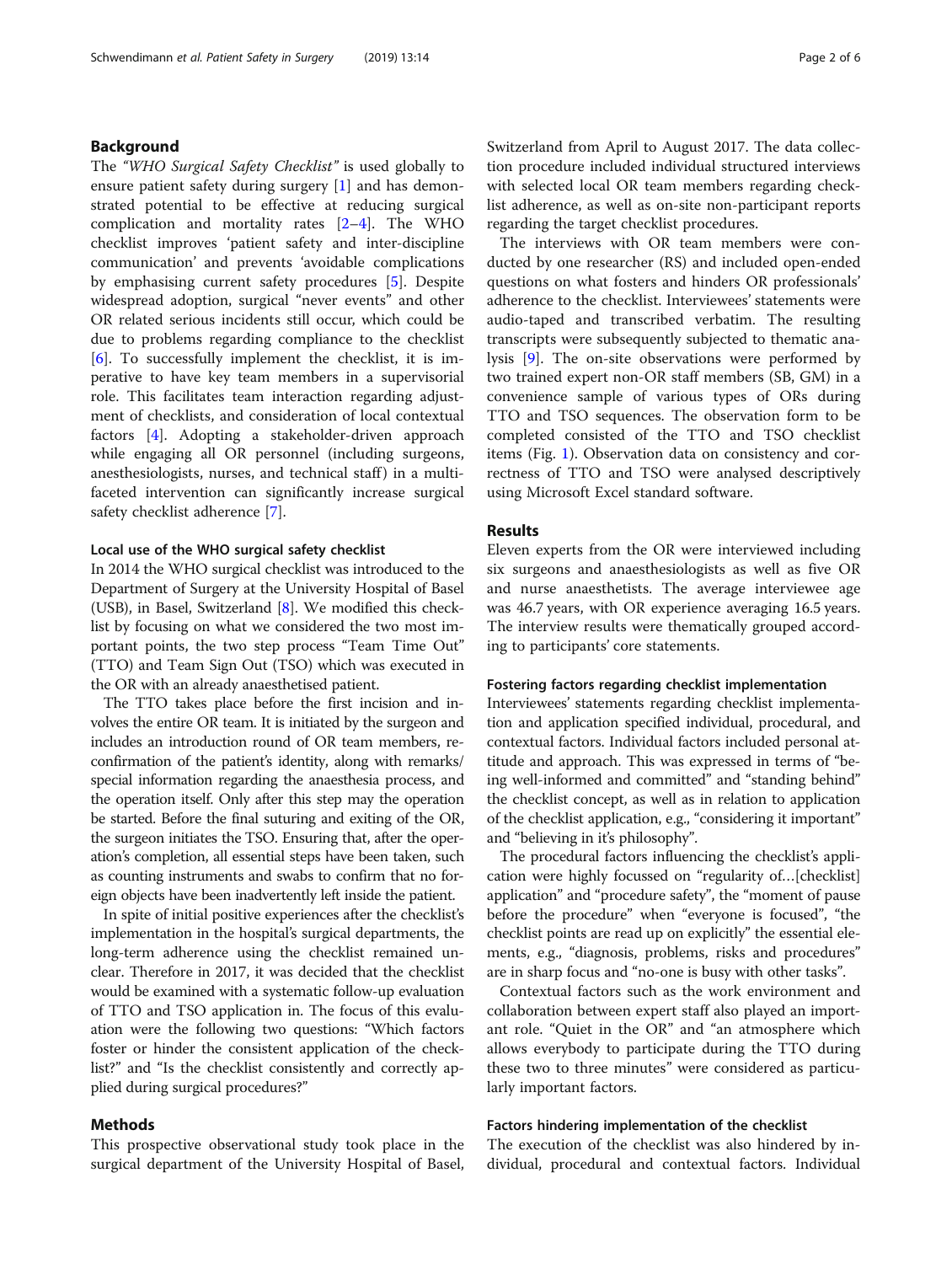## Background

The *"WHO Surgical Safety Checklist"* is used globally to ensure patient safety during surgery [1] and has demonstrated potential to be effective at reducing surgical complication and mortality rates [2–4]. The WHO checklist improves 'patient safety and inter-discipline communication' and prevents 'avoidable complications by emphasising current safety procedures [5]. Despite widespread adoption, surgical "never events" and other OR related serious incidents still occur, which could be due to problems regarding compliance to the checklist [6]. To successfully implement the checklist, it is imperative to have key team members in a supervisorial role. This facilitates team interaction regarding adjustment of checklists, and consideration of local contextual factors [4]. Adopting a stakeholder-driven approach while engaging all OR personnel (including surgeons, anesthesiologists, nurses, and technical staff) in a multi-faceted intervention can significantly increase surgical safety checklist adherence [7].

### Local use of the WHO surgical safety checklist

In 2014 the WHO surgical checklist was introduced to the Department of Surgery at the University Hospital of Basel (USB), in Basel, Switzerland [8]. We modified this checklist by focusing on what we considered the two most important points, the two step process "Team Time Out" (TTO) and Team Sign Out (TSO) which was executed in the OR with an already anaesthetised patient.

The TTO takes place before the first incision and involves the entire OR team. It is initiated by the surgeon and includes an introduction round of OR team members, reconfirmation of the patient's identity, along with remarks/special information regarding the anaesthesia process, and the operation itself. Only after this step may the operation be started. Before the final suturing and exiting of the OR, the surgeon initiates the TSO. Ensuring that, after the operation's completion, all essential steps have been taken, such as counting instruments and swabs to confirm that no foreign objects have been inadvertently left inside the patient.

In spite of initial positive experiences after the checklist's implementation in the hospital's surgical departments, the long-term adherence using the checklist remained unclear. Therefore in 2017, it was decided that the checklist would be examined with a systematic follow-up evaluation of TTO and TSO application in. The focus of this evaluation were the following two questions: "Which factors foster or hinder the consistent application of the checklist?" and "Is the checklist consistently and correctly applied during surgical procedures?"

## Methods

This prospective observational study took place in the surgical department of the University Hospital of Basel, Switzerland from April to August 2017. The data collection procedure included individual structured interviews with selected local OR team members regarding checklist adherence, as well as on-site non-participant reports regarding the target checklist procedures.

The interviews with OR team members were conducted by one researcher (RS) and included open-ended questions on what fosters and hinders OR professionals' adherence to the checklist. Interviewees' statements were audio-taped and transcribed verbatim. The resulting transcripts were subsequently subjected to thematic analysis [9]. The on-site observations were performed by two trained expert non-OR staff members (SB, GM) in a convenience sample of various types of ORs during TTO and TSO sequences. The observation form to be completed consisted of the TTO and TSO checklist items (Fig. 1). Observation data on consistency and correctness of TTO and TSO were analysed descriptively using Microsoft Excel standard software.

## Results

Eleven experts from the OR were interviewed including six surgeons and anaesthesiologists as well as five OR and nurse anaesthetists. The average interviewee age was 46.7 years, with OR experience averaging 16.5 years. The interview results were thematically grouped according to participants' core statements.

### Fostering factors regarding checklist implementation

Interviewees' statements regarding checklist implementation and application specified individual, procedural, and contextual factors. Individual factors included personal attitude and approach. This was expressed in terms of "being well-informed and committed" and "standing behind" the checklist concept, as well as in relation to application of the checklist application, e.g., "considering it important" and "believing in it's philosophy".

The procedural factors influencing the checklist's application were highly focussed on "regularity of…[checklist] application" and "procedure safety", the "moment of pause before the procedure" when "everyone is focused", "the checklist points are read up on explicitly" the essential elements, e.g., "diagnosis, problems, risks and procedures" are in sharp focus and "no-one is busy with other tasks".

Contextual factors such as the work environment and collaboration between expert staff also played an important role. "Quiet in the OR" and "an atmosphere which allows everybody to participate during the TTO during these two to three minutes" were considered as particularly important factors.

### Factors hindering implementation of the checklist

The execution of the checklist was also hindered by individual, procedural and contextual factors. Individual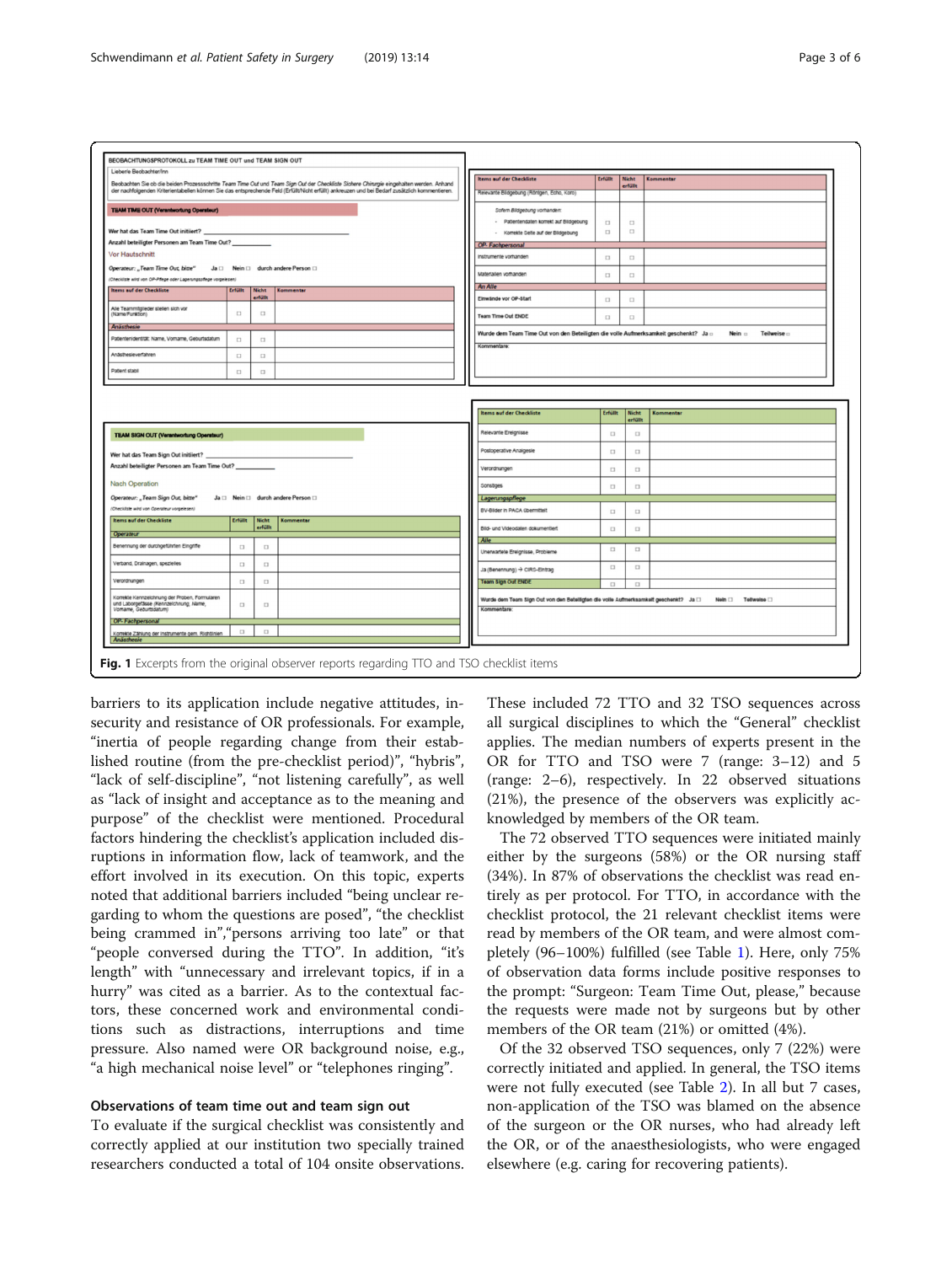Fig. 1 Excerpts from the original observer reports regarding TTO and TSO checklist items

barriers to its application include negative attitudes, insecurity and resistance of OR professionals. For example, "inertia of people regarding change from their established routine (from the pre-checklist period)", "hybris", "lack of self-discipline", "not listening carefully", as well as "lack of insight and acceptance as to the meaning and purpose" of the checklist were mentioned. Procedural factors hindering the checklist's application included disruptions in information flow, lack of teamwork, and the effort involved in its execution. On this topic, experts noted that additional barriers included "being unclear regarding to whom the questions are posed", "the checklist being crammed in","persons arriving too late" or that "people conversed during the TTO". In addition, "it's length" with "unnecessary and irrelevant topics, if in a hurry" was cited as a barrier. As to the contextual factors, these concerned work and environmental conditions such as distractions, interruptions and time pressure. Also named were OR background noise, e.g., "a high mechanical noise level" or "telephones ringing".

### Observations of team time out and team sign out

To evaluate if the surgical checklist was consistently and correctly applied at our institution two specially trained researchers conducted a total of 104 onsite observations. These included 72 TTO and 32 TSO sequences across all surgical disciplines to which the "General" checklist applies. The median numbers of experts present in the OR for TTO and TSO were 7 (range: 3–12) and 5 (range: 2–6), respectively. In 22 observed situations (21%), the presence of the observers was explicitly acknowledged by members of the OR team.

The 72 observed TTO sequences were initiated mainly either by the surgeons (58%) or the OR nursing staff (34%). In 87% of observations the checklist was read entirely as per protocol. For TTO, in accordance with the checklist protocol, the 21 relevant checklist items were read by members of the OR team, and were almost completely (96–100%) fulfilled (see Table 1). Here, only 75% of observation data forms include positive responses to the prompt: "Surgeon: Team Time Out, please," because the requests were made not by surgeons but by other members of the OR team (21%) or omitted (4%).

Of the 32 observed TSO sequences, only 7 (22%) were correctly initiated and applied. In general, the TSO items were not fully executed (see Table 2). In all but 7 cases, non-application of the TSO was blamed on the absence of the surgeon or the OR nurses, who had already left the OR, or of the anaesthesiologists, who were engaged elsewhere (e.g. caring for recovering patients).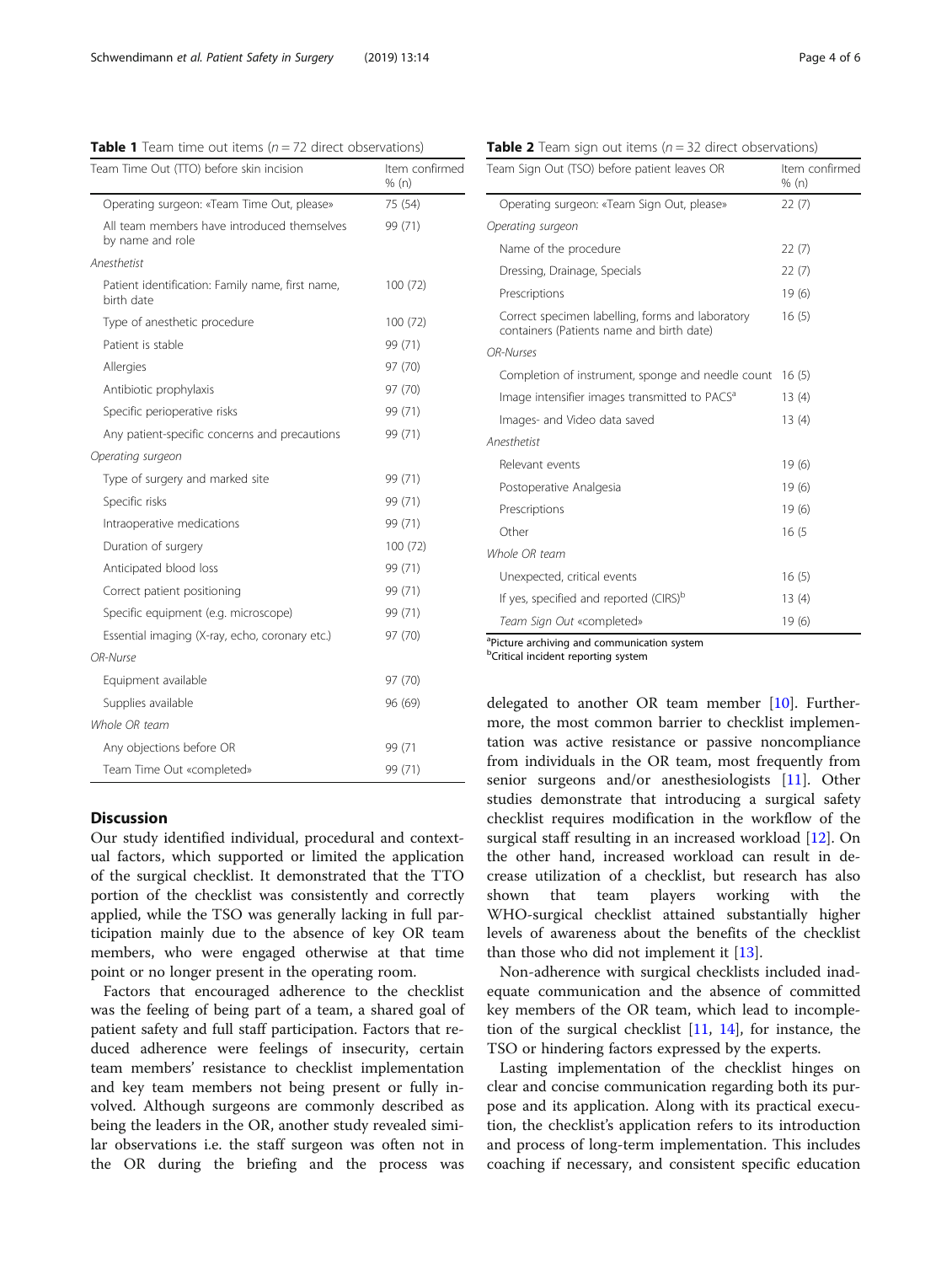**Table 1** Team time out items ($n = 72$ direct observations)

| Team Time Out (TTO) before skin incision | Item confirmed % (n) |
|---|---|
| Operating surgeon: «Team Time Out, please» | 75 (54) |
| All team members have introduced themselves by name and role | 99 (71) |
| *Anesthetist* | |
| Patient identification: Family name, first name, birth date | 100 (72) |
| Type of anesthetic procedure | 100 (72) |
| Patient is stable | 99 (71) |
| Allergies | 97 (70) |
| Antibiotic prophylaxis | 97 (70) |
| Specific perioperative risks | 99 (71) |
| Any patient-specific concerns and precautions | 99 (71) |
| *Operating surgeon* | |
| Type of surgery and marked site | 99 (71) |
| Specific risks | 99 (71) |
| Intraoperative medications | 99 (71) |
| Duration of surgery | 100 (72) |
| Anticipated blood loss | 99 (71) |
| Correct patient positioning | 99 (71) |
| Specific equipment (e.g. microscope) | 99 (71) |
| Essential imaging (X-ray, echo, coronary etc.) | 97 (70) |
| *OR-Nurse* | |
| Equipment available | 97 (70) |
| Supplies available | 96 (69) |
| *Whole OR team* | |
| Any objections before OR | 99 (71 |
| Team Time Out «completed» | 99 (71) |

**Table 2** Team sign out items ($n = 32$ direct observations)

| Team Sign Out (TSO) before patient leaves OR | Item confirmed % (n) |
|---|---|
| Operating surgeon: «Team Sign Out, please» | 22 (7) |
| *Operating surgeon* | |
| Name of the procedure | 22 (7) |
| Dressing, Drainage, Specials | 22 (7) |
| Prescriptions | 19 (6) |
| Correct specimen labelling, forms and laboratory containers (Patients name and birth date) | 16 (5) |
| *OR-Nurses* | |
| Completion of instrument, sponge and needle count | 16 (5) |
| Image intensifier images transmitted to PACS[a] | 13 (4) |
| Images- and Video data saved | 13 (4) |
| *Anesthetist* | |
| Relevant events | 19 (6) |
| Postoperative Analgesia | 19 (6) |
| Prescriptions | 19 (6) |
| Other | 16 (5 |
| *Whole OR team* | |
| Unexpected, critical events | 16 (5) |
| If yes, specified and reported (CIRS)[b] | 13 (4) |
| *Team Sign Out* «completed» | 19 (6) |

[a]Picture archiving and communication system
[b]Critical incident reporting system

## Discussion

Our study identified individual, procedural and contextual factors, which supported or limited the application of the surgical checklist. It demonstrated that the TTO portion of the checklist was consistently and correctly applied, while the TSO was generally lacking in full participation mainly due to the absence of key OR team members, who were engaged otherwise at that time point or no longer present in the operating room.

Factors that encouraged adherence to the checklist was the feeling of being part of a team, a shared goal of patient safety and full staff participation. Factors that reduced adherence were feelings of insecurity, certain team members' resistance to checklist implementation and key team members not being present or fully involved. Although surgeons are commonly described as being the leaders in the OR, another study revealed similar observations i.e. the staff surgeon was often not in the OR during the briefing and the process was delegated to another OR team member [10]. Furthermore, the most common barrier to checklist implementation was active resistance or passive noncompliance from individuals in the OR team, most frequently from senior surgeons and/or anesthesiologists [11]. Other studies demonstrate that introducing a surgical safety checklist requires modification in the workflow of the surgical staff resulting in an increased workload [12]. On the other hand, increased workload can result in decrease utilization of a checklist, but research has also shown that team players working with the WHO-surgical checklist attained substantially higher levels of awareness about the benefits of the checklist than those who did not implement it [13].

Non-adherence with surgical checklists included inadequate communication and the absence of committed key members of the OR team, which lead to incompletion of the surgical checklist [11, 14], for instance, the TSO or hindering factors expressed by the experts.

Lasting implementation of the checklist hinges on clear and concise communication regarding both its purpose and its application. Along with its practical execution, the checklist's application refers to its introduction and process of long-term implementation. This includes coaching if necessary, and consistent specific education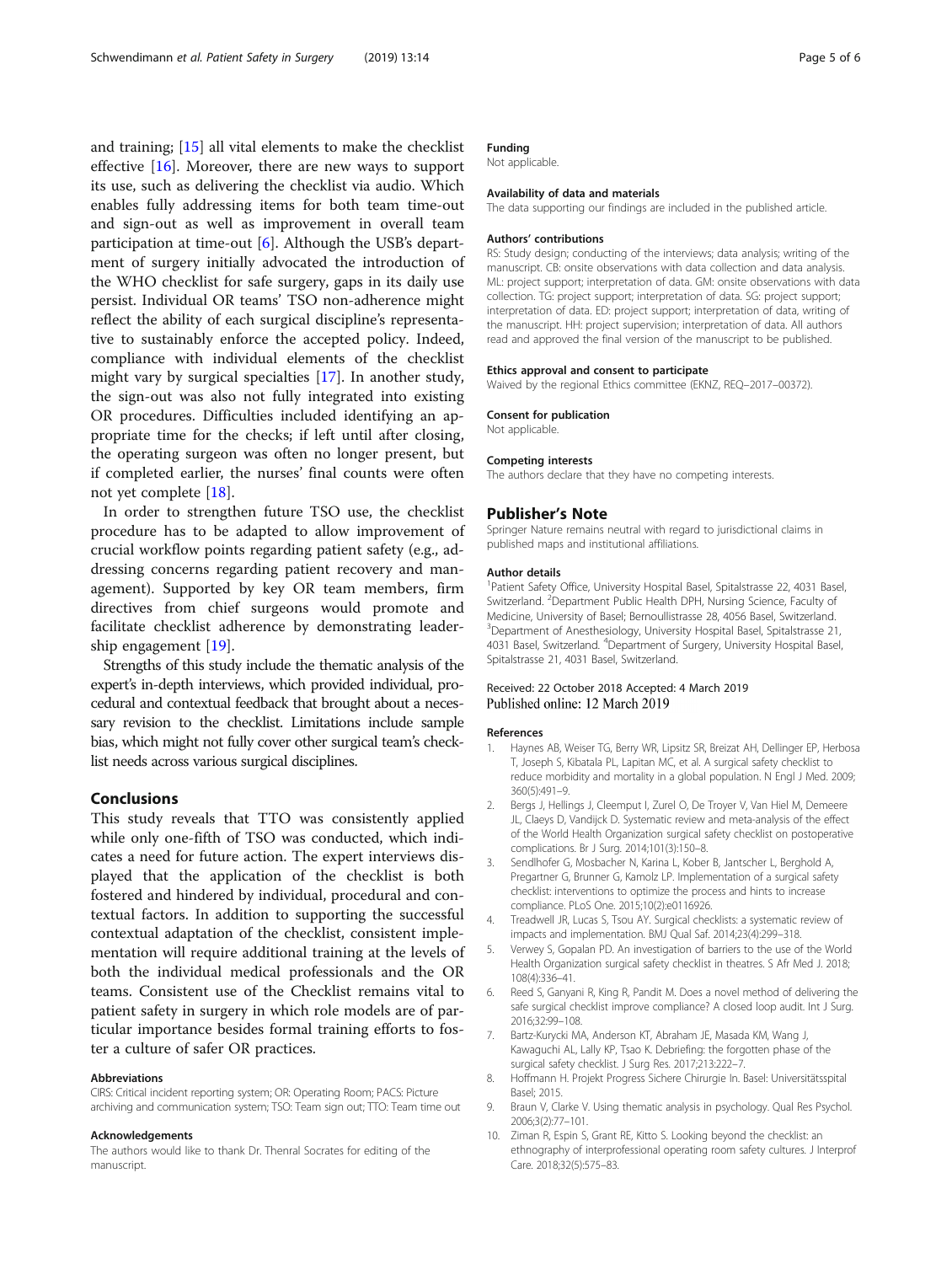and training; [15] all vital elements to make the checklist effective [16]. Moreover, there are new ways to support its use, such as delivering the checklist via audio. Which enables fully addressing items for both team time-out and sign-out as well as improvement in overall team participation at time-out [6]. Although the USB's department of surgery initially advocated the introduction of the WHO checklist for safe surgery, gaps in its daily use persist. Individual OR teams' TSO non-adherence might reflect the ability of each surgical discipline's representative to sustainably enforce the accepted policy. Indeed, compliance with individual elements of the checklist might vary by surgical specialties [17]. In another study, the sign-out was also not fully integrated into existing OR procedures. Difficulties included identifying an appropriate time for the checks; if left until after closing, the operating surgeon was often no longer present, but if completed earlier, the nurses' final counts were often not yet complete [18].

In order to strengthen future TSO use, the checklist procedure has to be adapted to allow improvement of crucial workflow points regarding patient safety (e.g., addressing concerns regarding patient recovery and management). Supported by key OR team members, firm directives from chief surgeons would promote and facilitate checklist adherence by demonstrating leadership engagement [19].

Strengths of this study include the thematic analysis of the expert's in-depth interviews, which provided individual, procedural and contextual feedback that brought about a necessary revision to the checklist. Limitations include sample bias, which might not fully cover other surgical team's checklist needs across various surgical disciplines.

## Conclusions

This study reveals that TTO was consistently applied while only one-fifth of TSO was conducted, which indicates a need for future action. The expert interviews displayed that the application of the checklist is both fostered and hindered by individual, procedural and contextual factors. In addition to supporting the successful contextual adaptation of the checklist, consistent implementation will require additional training at the levels of both the individual medical professionals and the OR teams. Consistent use of the Checklist remains vital to patient safety in surgery in which role models are of particular importance besides formal training efforts to foster a culture of safer OR practices.

#### Abbreviations

CIRS: Critical incident reporting system; OR: Operating Room; PACS: Picture archiving and communication system; TSO: Team sign out; TTO: Team time out

#### Acknowledgements

The authors would like to thank Dr. Thenral Socrates for editing of the manuscript.

#### Funding

Not applicable.

#### Availability of data and materials

The data supporting our findings are included in the published article.

#### Authors' contributions

RS: Study design; conducting of the interviews; data analysis; writing of the manuscript. CB: onsite observations with data collection and data analysis. ML: project support; interpretation of data. GM: onsite observations with data collection. TG: project support; interpretation of data. SG: project support; interpretation of data. ED: project support; interpretation of data, writing of the manuscript. HH: project supervision; interpretation of data. All authors read and approved the final version of the manuscript to be published.

#### Ethics approval and consent to participate

Waived by the regional Ethics committee (EKNZ, REQ–2017–00372).

#### Consent for publication

Not applicable.

#### Competing interests

The authors declare that they have no competing interests.

## Publisher's Note

Springer Nature remains neutral with regard to jurisdictional claims in published maps and institutional affiliations.

#### Author details

[1]Patient Safety Office, University Hospital Basel, Spitalstrasse 22, 4031 Basel, Switzerland. [2]Department Public Health DPH, Nursing Science, Faculty of Medicine, University of Basel; Bernoullistrasse 28, 4056 Basel, Switzerland. [3]Department of Anesthesiology, University Hospital Basel, Spitalstrasse 21, 4031 Basel, Switzerland. [4]Department of Surgery, University Hospital Basel, Spitalstrasse 21, 4031 Basel, Switzerland.

Received: 22 October 2018 Accepted: 4 March 2019
Published online: 12 March 2019

#### References

1. Haynes AB, Weiser TG, Berry WR, Lipsitz SR, Breizat AH, Dellinger EP, Herbosa T, Joseph S, Kibatala PL, Lapitan MC, et al. A surgical safety checklist to reduce morbidity and mortality in a global population. N Engl J Med. 2009;360(5):491–9.
2. Bergs J, Hellings J, Cleemput I, Zurel O, De Troyer V, Van Hiel M, Demeere JL, Claeys D, Vandijck D. Systematic review and meta-analysis of the effect of the World Health Organization surgical safety checklist on postoperative complications. Br J Surg. 2014;101(3):150–8.
3. Sendlhofer G, Mosbacher N, Karina L, Kober B, Jantscher L, Berghold A, Pregartner G, Brunner G, Kamolz LP. Implementation of a surgical safety checklist: interventions to optimize the process and hints to increase compliance. PLoS One. 2015;10(2):e0116926.
4. Treadwell JR, Lucas S, Tsou AY. Surgical checklists: a systematic review of impacts and implementation. BMJ Qual Saf. 2014;23(4):299–318.
5. Verwey S, Gopalan PD. An investigation of barriers to the use of the World Health Organization surgical safety checklist in theatres. S Afr Med J. 2018;108(4):336–41.
6. Reed S, Ganyani R, King R, Pandit M. Does a novel method of delivering the safe surgical checklist improve compliance? A closed loop audit. Int J Surg. 2016;32:99–108.
7. Bartz-Kurycki MA, Anderson KT, Abraham JE, Masada KM, Wang J, Kawaguchi AL, Lally KP, Tsao K. Debriefing: the forgotten phase of the surgical safety checklist. J Surg Res. 2017;213:222–7.
8. Hoffmann H. Projekt Progress Sichere Chirurgie In. Basel: Universitätsspital Basel; 2015.
9. Braun V, Clarke V. Using thematic analysis in psychology. Qual Res Psychol. 2006;3(2):77–101.
10. Ziman R, Espin S, Grant RE, Kitto S. Looking beyond the checklist: an ethnography of interprofessional operating room safety cultures. J Interprof Care. 2018;32(5):575–83.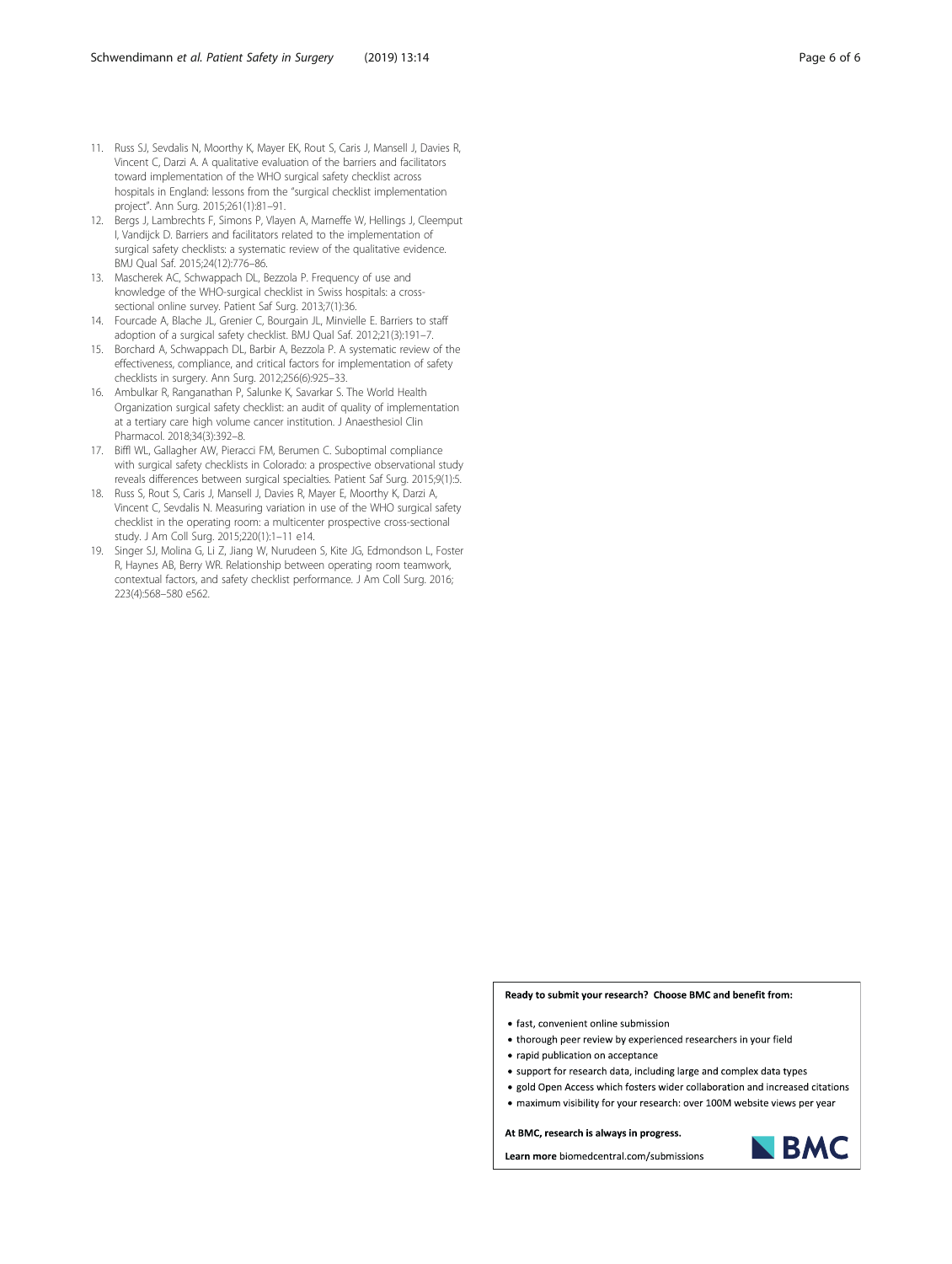11. Russ SJ, Sevdalis N, Moorthy K, Mayer EK, Rout S, Caris J, Mansell J, Davies R, Vincent C, Darzi A. A qualitative evaluation of the barriers and facilitators toward implementation of the WHO surgical safety checklist across hospitals in England: lessons from the "surgical checklist implementation project". Ann Surg. 2015;261(1):81–91.
12. Bergs J, Lambrechts F, Simons P, Vlayen A, Marneffe W, Hellings J, Cleemput I, Vandijck D. Barriers and facilitators related to the implementation of surgical safety checklists: a systematic review of the qualitative evidence. BMJ Qual Saf. 2015;24(12):776–86.
13. Mascherek AC, Schwappach DL, Bezzola P. Frequency of use and knowledge of the WHO-surgical checklist in Swiss hospitals: a cross-sectional online survey. Patient Saf Surg. 2013;7(1):36.
14. Fourcade A, Blache JL, Grenier C, Bourgain JL, Minvielle E. Barriers to staff adoption of a surgical safety checklist. BMJ Qual Saf. 2012;21(3):191–7.
15. Borchard A, Schwappach DL, Barbir A, Bezzola P. A systematic review of the effectiveness, compliance, and critical factors for implementation of safety checklists in surgery. Ann Surg. 2012;256(6):925–33.
16. Ambulkar R, Ranganathan P, Salunke K, Savarkar S. The World Health Organization surgical safety checklist: an audit of quality of implementation at a tertiary care high volume cancer institution. J Anaesthesiol Clin Pharmacol. 2018;34(3):392–8.
17. Biffl WL, Gallagher AW, Pieracci FM, Berumen C. Suboptimal compliance with surgical safety checklists in Colorado: a prospective observational study reveals differences between surgical specialties. Patient Saf Surg. 2015;9(1):5.
18. Russ S, Rout S, Caris J, Mansell J, Davies R, Mayer E, Moorthy K, Darzi A, Vincent C, Sevdalis N. Measuring variation in use of the WHO surgical safety checklist in the operating room: a multicenter prospective cross-sectional study. J Am Coll Surg. 2015;220(1):1–11 e14.
19. Singer SJ, Molina G, Li Z, Jiang W, Nurudeen S, Kite JG, Edmondson L, Foster R, Haynes AB, Berry WR. Relationship between operating room teamwork, contextual factors, and safety checklist performance. J Am Coll Surg. 2016; 223(4):568–580 e562.

**Ready to submit your research? Choose BMC and benefit from:**

- fast, convenient online submission
- thorough peer review by experienced researchers in your field
- rapid publication on acceptance
- support for research data, including large and complex data types
- gold Open Access which fosters wider collaboration and increased citations
- maximum visibility for your research: over 100M website views per year

**At BMC, research is always in progress.**

**Learn more** biomedcentral.com/submissions

BMC